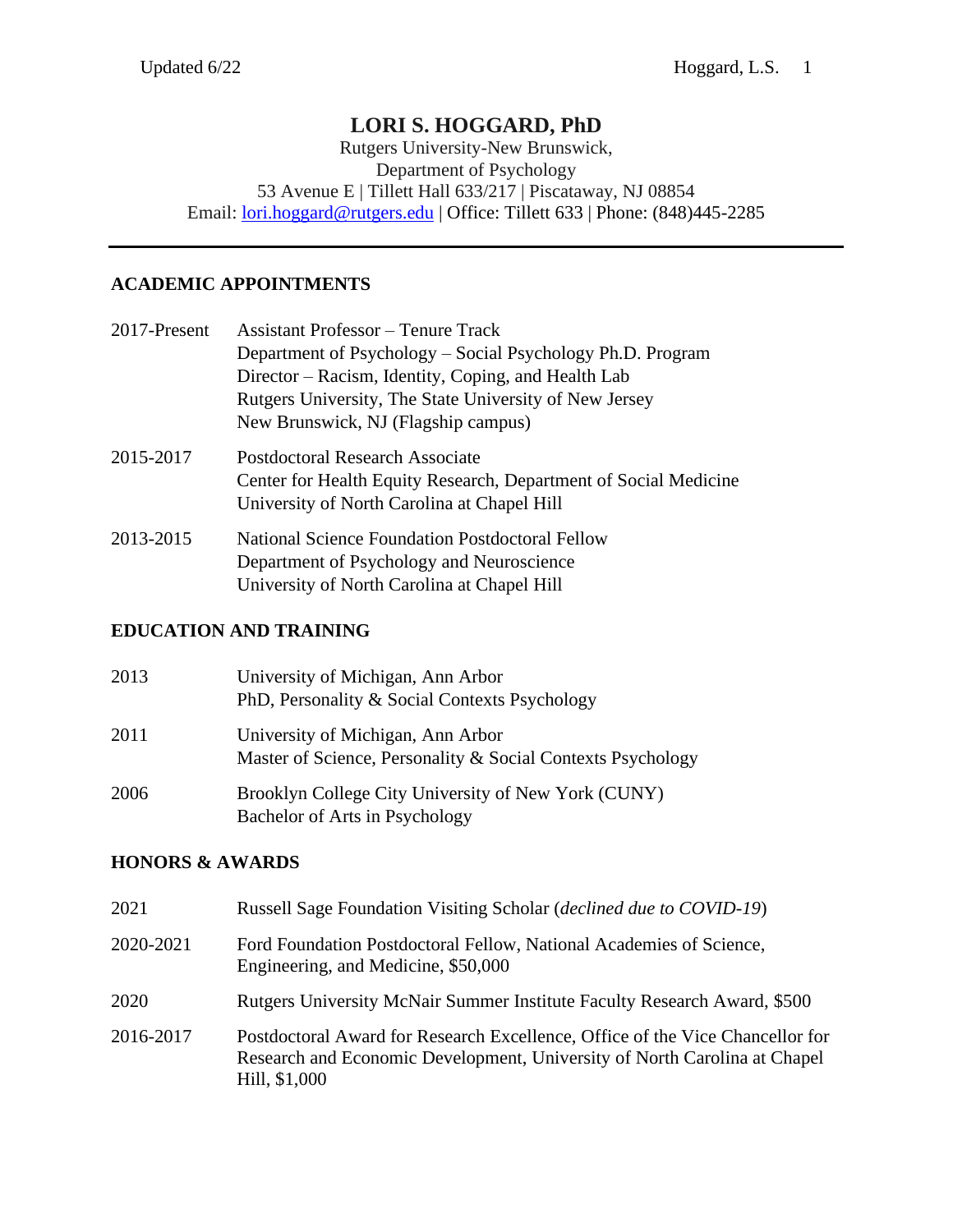# LORI S. HOGGARD, PhD

Rutgers University-New Brunswick,
Department of Psychology
53 Avenue E | Tillett Hall 633/217 | Piscataway, NJ 08854
Email: lori.hoggard@rutgers.edu | Office: Tillett 633 | Phone: (848)445-2285

---

## ACADEMIC APPOINTMENTS

2017-Present — Assistant Professor – Tenure Track
Department of Psychology – Social Psychology Ph.D. Program
Director – Racism, Identity, Coping, and Health Lab
Rutgers University, The State University of New Jersey
New Brunswick, NJ (Flagship campus)

2015-2017 — Postdoctoral Research Associate
Center for Health Equity Research, Department of Social Medicine
University of North Carolina at Chapel Hill

2013-2015 — National Science Foundation Postdoctoral Fellow
Department of Psychology and Neuroscience
University of North Carolina at Chapel Hill

## EDUCATION AND TRAINING

2013 — University of Michigan, Ann Arbor
PhD, Personality & Social Contexts Psychology

2011 — University of Michigan, Ann Arbor
Master of Science, Personality & Social Contexts Psychology

2006 — Brooklyn College City University of New York (CUNY)
Bachelor of Arts in Psychology

## HONORS & AWARDS

2021 — Russell Sage Foundation Visiting Scholar (*declined due to COVID-19*)

2020-2021 — Ford Foundation Postdoctoral Fellow, National Academies of Science, Engineering, and Medicine, $50,000

2020 — Rutgers University McNair Summer Institute Faculty Research Award, $500

2016-2017 — Postdoctoral Award for Research Excellence, Office of the Vice Chancellor for Research and Economic Development, University of North Carolina at Chapel Hill, $1,000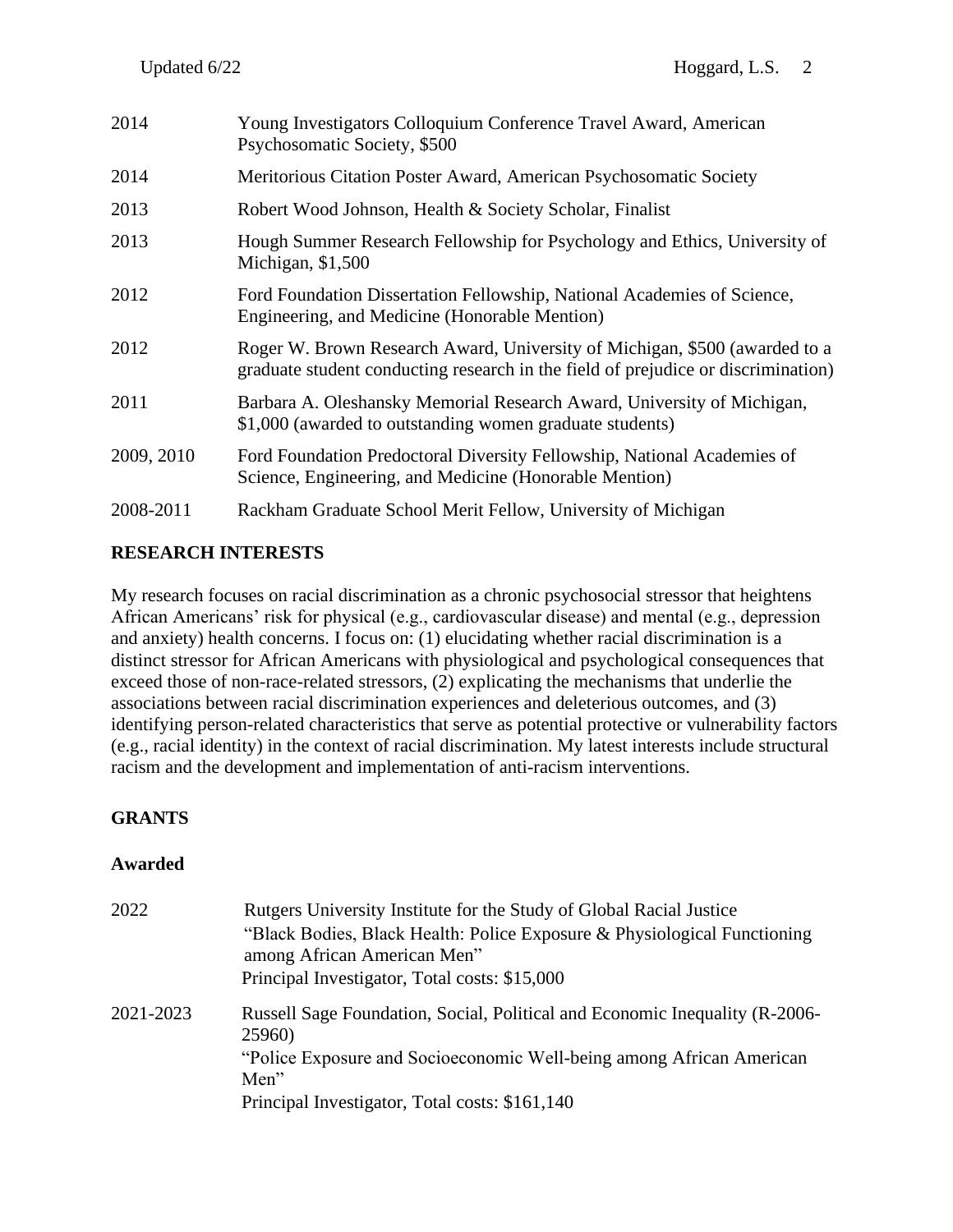| | |
|---|---|
| 2014 | Young Investigators Colloquium Conference Travel Award, American Psychosomatic Society, $500 |
| 2014 | Meritorious Citation Poster Award, American Psychosomatic Society |
| 2013 | Robert Wood Johnson, Health & Society Scholar, Finalist |
| 2013 | Hough Summer Research Fellowship for Psychology and Ethics, University of Michigan, $1,500 |
| 2012 | Ford Foundation Dissertation Fellowship, National Academies of Science, Engineering, and Medicine (Honorable Mention) |
| 2012 | Roger W. Brown Research Award, University of Michigan, $500 (awarded to a graduate student conducting research in the field of prejudice or discrimination) |
| 2011 | Barbara A. Oleshansky Memorial Research Award, University of Michigan, $1,000 (awarded to outstanding women graduate students) |
| 2009, 2010 | Ford Foundation Predoctoral Diversity Fellowship, National Academies of Science, Engineering, and Medicine (Honorable Mention) |
| 2008-2011 | Rackham Graduate School Merit Fellow, University of Michigan |

## RESEARCH INTERESTS

My research focuses on racial discrimination as a chronic psychosocial stressor that heightens African Americans' risk for physical (e.g., cardiovascular disease) and mental (e.g., depression and anxiety) health concerns. I focus on: (1) elucidating whether racial discrimination is a distinct stressor for African Americans with physiological and psychological consequences that exceed those of non-race-related stressors, (2) explicating the mechanisms that underlie the associations between racial discrimination experiences and deleterious outcomes, and (3) identifying person-related characteristics that serve as potential protective or vulnerability factors (e.g., racial identity) in the context of racial discrimination. My latest interests include structural racism and the development and implementation of anti-racism interventions.

## GRANTS

### Awarded

| | |
|---|---|
| 2022 | Rutgers University Institute for the Study of Global Racial Justice<br>"Black Bodies, Black Health: Police Exposure & Physiological Functioning among African American Men"<br>Principal Investigator, Total costs: $15,000 |
| 2021-2023 | Russell Sage Foundation, Social, Political and Economic Inequality (R-2006-25960)<br>"Police Exposure and Socioeconomic Well-being among African American Men"<br>Principal Investigator, Total costs: $161,140 |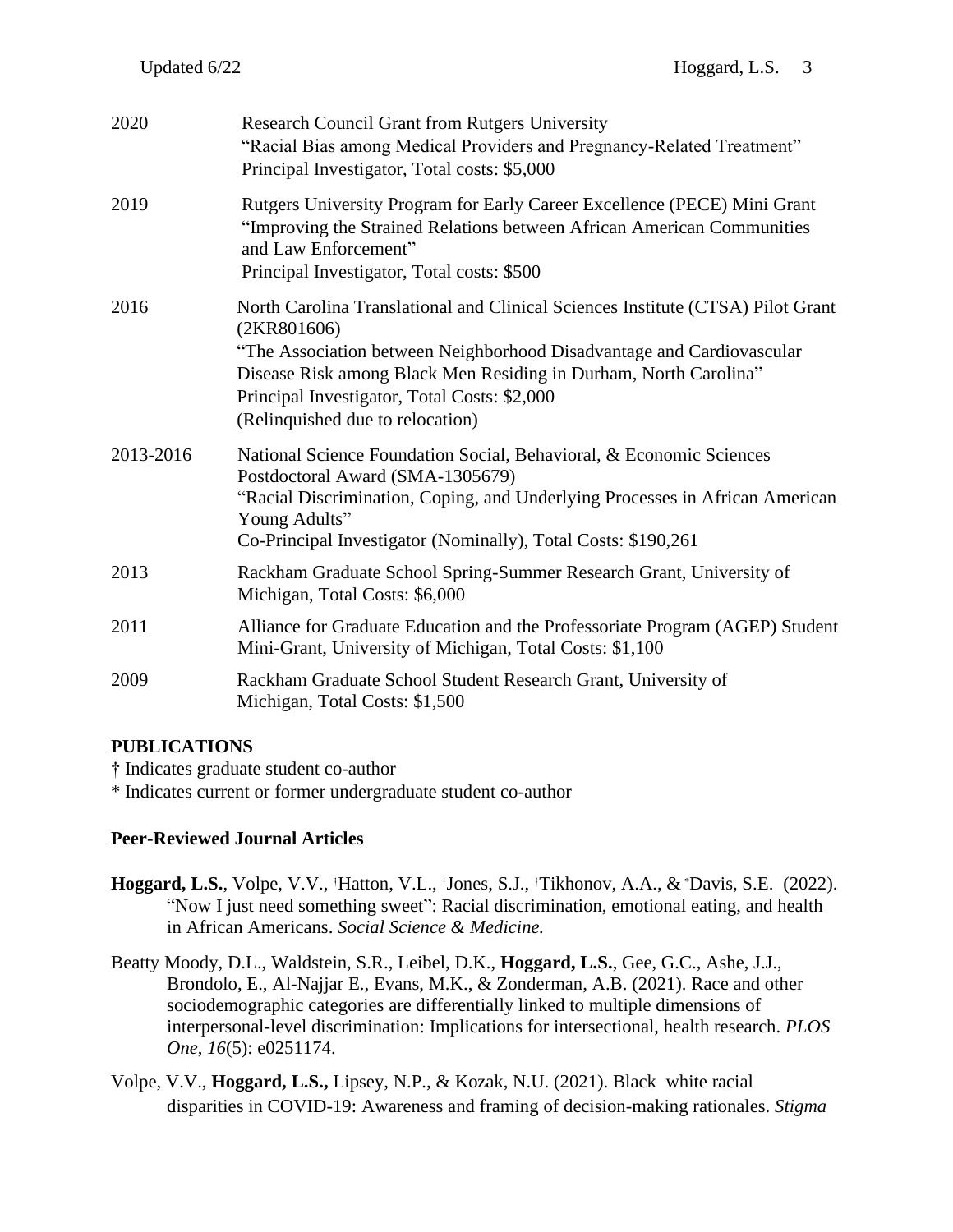2020 Research Council Grant from Rutgers University
"Racial Bias among Medical Providers and Pregnancy-Related Treatment"
Principal Investigator, Total costs: $5,000

2019 Rutgers University Program for Early Career Excellence (PECE) Mini Grant
"Improving the Strained Relations between African American Communities and Law Enforcement"
Principal Investigator, Total costs: $500

2016 North Carolina Translational and Clinical Sciences Institute (CTSA) Pilot Grant (2KR801606)
"The Association between Neighborhood Disadvantage and Cardiovascular Disease Risk among Black Men Residing in Durham, North Carolina"
Principal Investigator, Total Costs: $2,000
(Relinquished due to relocation)

2013-2016 National Science Foundation Social, Behavioral, & Economic Sciences Postdoctoral Award (SMA-1305679)
"Racial Discrimination, Coping, and Underlying Processes in African American Young Adults"
Co-Principal Investigator (Nominally), Total Costs: $190,261

2013 Rackham Graduate School Spring-Summer Research Grant, University of Michigan, Total Costs: $6,000

2011 Alliance for Graduate Education and the Professoriate Program (AGEP) Student Mini-Grant, University of Michigan, Total Costs: $1,100

2009 Rackham Graduate School Student Research Grant, University of Michigan, Total Costs: $1,500

## PUBLICATIONS

† Indicates graduate student co-author
* Indicates current or former undergraduate student co-author

### Peer-Reviewed Journal Articles

**Hoggard, L.S.**, Volpe, V.V., †Hatton, V.L., †Jones, S.J., †Tikhonov, A.A., & *Davis, S.E. (2022). "Now I just need something sweet": Racial discrimination, emotional eating, and health in African Americans. *Social Science & Medicine.*

Beatty Moody, D.L., Waldstein, S.R., Leibel, D.K., **Hoggard, L.S.**, Gee, G.C., Ashe, J.J., Brondolo, E., Al-Najjar E., Evans, M.K., & Zonderman, A.B. (2021). Race and other sociodemographic categories are differentially linked to multiple dimensions of interpersonal-level discrimination: Implications for intersectional, health research. *PLOS One*, *16*(5): e0251174.

Volpe, V.V., **Hoggard, L.S.,** Lipsey, N.P., & Kozak, N.U. (2021). Black–white racial disparities in COVID-19: Awareness and framing of decision-making rationales. *Stigma*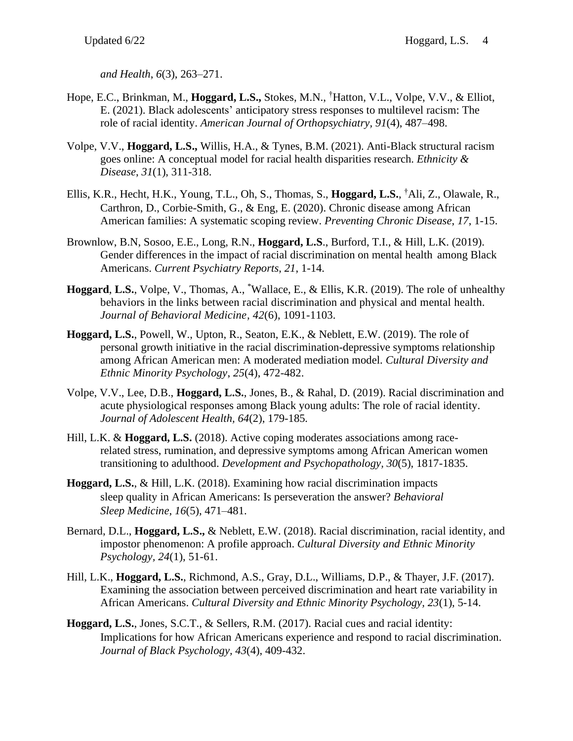*and Health*, *6*(3), 263–271.

Hope, E.C., Brinkman, M., **Hoggard, L.S.,** Stokes, M.N., [†]Hatton, V.L., Volpe, V.V., & Elliot, E. (2021). Black adolescents' anticipatory stress responses to multilevel racism: The role of racial identity. *American Journal of Orthopsychiatry, 91*(4), 487–498.

Volpe, V.V., **Hoggard, L.S.,** Willis, H.A., & Tynes, B.M. (2021). Anti-Black structural racism goes online: A conceptual model for racial health disparities research. *Ethnicity & Disease*, *31*(1), 311-318.

Ellis, K.R., Hecht, H.K., Young, T.L., Oh, S., Thomas, S., **Hoggard, L.S.**, [†]Ali, Z., Olawale, R., Carthron, D., Corbie-Smith, G., & Eng, E. (2020). Chronic disease among African American families: A systematic scoping review. *Preventing Chronic Disease*, *17*, 1-15.

Brownlow, B.N, Sosoo, E.E., Long, R.N., **Hoggard, L.S**., Burford, T.I., & Hill, L.K. (2019). Gender differences in the impact of racial discrimination on mental health among Black Americans. *Current Psychiatry Reports*, *21*, 1-14.

**Hoggard**, **L.S.**, Volpe, V., Thomas, A., [*]Wallace, E., & Ellis, K.R. (2019). The role of unhealthy behaviors in the links between racial discrimination and physical and mental health. *Journal of Behavioral Medicine, 42*(6), 1091-1103.

**Hoggard, L.S.**, Powell, W., Upton, R., Seaton, E.K., & Neblett, E.W. (2019). The role of personal growth initiative in the racial discrimination-depressive symptoms relationship among African American men: A moderated mediation model. *Cultural Diversity and Ethnic Minority Psychology*, *25*(4), 472-482.

Volpe, V.V., Lee, D.B., **Hoggard, L.S.**, Jones, B., & Rahal, D. (2019). Racial discrimination and acute physiological responses among Black young adults: The role of racial identity. *Journal of Adolescent Health, 64*(2), 179-185*.*

Hill, L.K. & **Hoggard, L.S.** (2018). Active coping moderates associations among race-related stress, rumination, and depressive symptoms among African American women transitioning to adulthood. *Development and Psychopathology, 30*(5), 1817-1835.

**Hoggard, L.S.**, & Hill, L.K. (2018). Examining how racial discrimination impacts sleep quality in African Americans: Is perseveration the answer? *Behavioral Sleep Medicine*, *16*(5), 471–481.

Bernard, D.L., **Hoggard, L.S.,** & Neblett, E.W. (2018). Racial discrimination, racial identity, and impostor phenomenon: A profile approach. *Cultural Diversity and Ethnic Minority Psychology*, *24*(1), 51-61.

Hill, L.K., **Hoggard, L.S.**, Richmond, A.S., Gray, D.L., Williams, D.P., & Thayer, J.F. (2017). Examining the association between perceived discrimination and heart rate variability in African Americans. *Cultural Diversity and Ethnic Minority Psychology*, *23*(1), 5-14.

**Hoggard, L.S.**, Jones, S.C.T., & Sellers, R.M. (2017). Racial cues and racial identity: Implications for how African Americans experience and respond to racial discrimination. *Journal of Black Psychology*, *43*(4), 409-432.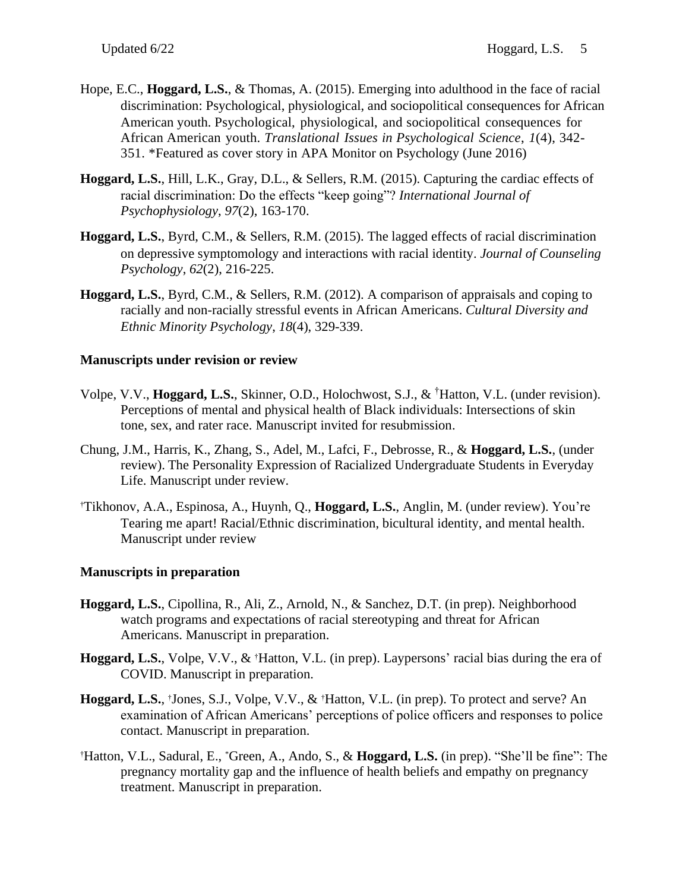Hope, E.C., **Hoggard, L.S.**, & Thomas, A. (2015). Emerging into adulthood in the face of racial discrimination: Psychological, physiological, and sociopolitical consequences for African American youth. Psychological, physiological, and sociopolitical consequences for African American youth. *Translational Issues in Psychological Science*, *1*(4), 342-351. *Featured as cover story in APA Monitor on Psychology (June 2016)

**Hoggard, L.S.**, Hill, L.K., Gray, D.L., & Sellers, R.M. (2015). Capturing the cardiac effects of racial discrimination: Do the effects "keep going"? *International Journal of Psychophysiology*, *97*(2), 163-170.

**Hoggard, L.S.**, Byrd, C.M., & Sellers, R.M. (2015). The lagged effects of racial discrimination on depressive symptomology and interactions with racial identity. *Journal of Counseling Psychology*, *62*(2), 216-225.

**Hoggard, L.S.**, Byrd, C.M., & Sellers, R.M. (2012). A comparison of appraisals and coping to racially and non-racially stressful events in African Americans. *Cultural Diversity and Ethnic Minority Psychology*, *18*(4), 329-339.

**Manuscripts under revision or review**

Volpe, V.V., **Hoggard, L.S.**, Skinner, O.D., Holochwost, S.J., & †Hatton, V.L. (under revision). Perceptions of mental and physical health of Black individuals: Intersections of skin tone, sex, and rater race. Manuscript invited for resubmission.

Chung, J.M., Harris, K., Zhang, S., Adel, M., Lafci, F., Debrosse, R., & **Hoggard, L.S.**, (under review). The Personality Expression of Racialized Undergraduate Students in Everyday Life. Manuscript under review.

†Tikhonov, A.A., Espinosa, A., Huynh, Q., **Hoggard, L.S.**, Anglin, M. (under review). You're Tearing me apart! Racial/Ethnic discrimination, bicultural identity, and mental health. Manuscript under review

**Manuscripts in preparation**

**Hoggard, L.S.**, Cipollina, R., Ali, Z., Arnold, N., & Sanchez, D.T. (in prep). Neighborhood watch programs and expectations of racial stereotyping and threat for African Americans. Manuscript in preparation.

**Hoggard, L.S.**, Volpe, V.V., & †Hatton, V.L. (in prep). Laypersons' racial bias during the era of COVID. Manuscript in preparation.

**Hoggard, L.S.**, †Jones, S.J., Volpe, V.V., & †Hatton, V.L. (in prep). To protect and serve? An examination of African Americans' perceptions of police officers and responses to police contact. Manuscript in preparation.

†Hatton, V.L., Sadural, E., *Green, A., Ando, S., & **Hoggard, L.S.** (in prep). "She'll be fine": The pregnancy mortality gap and the influence of health beliefs and empathy on pregnancy treatment. Manuscript in preparation.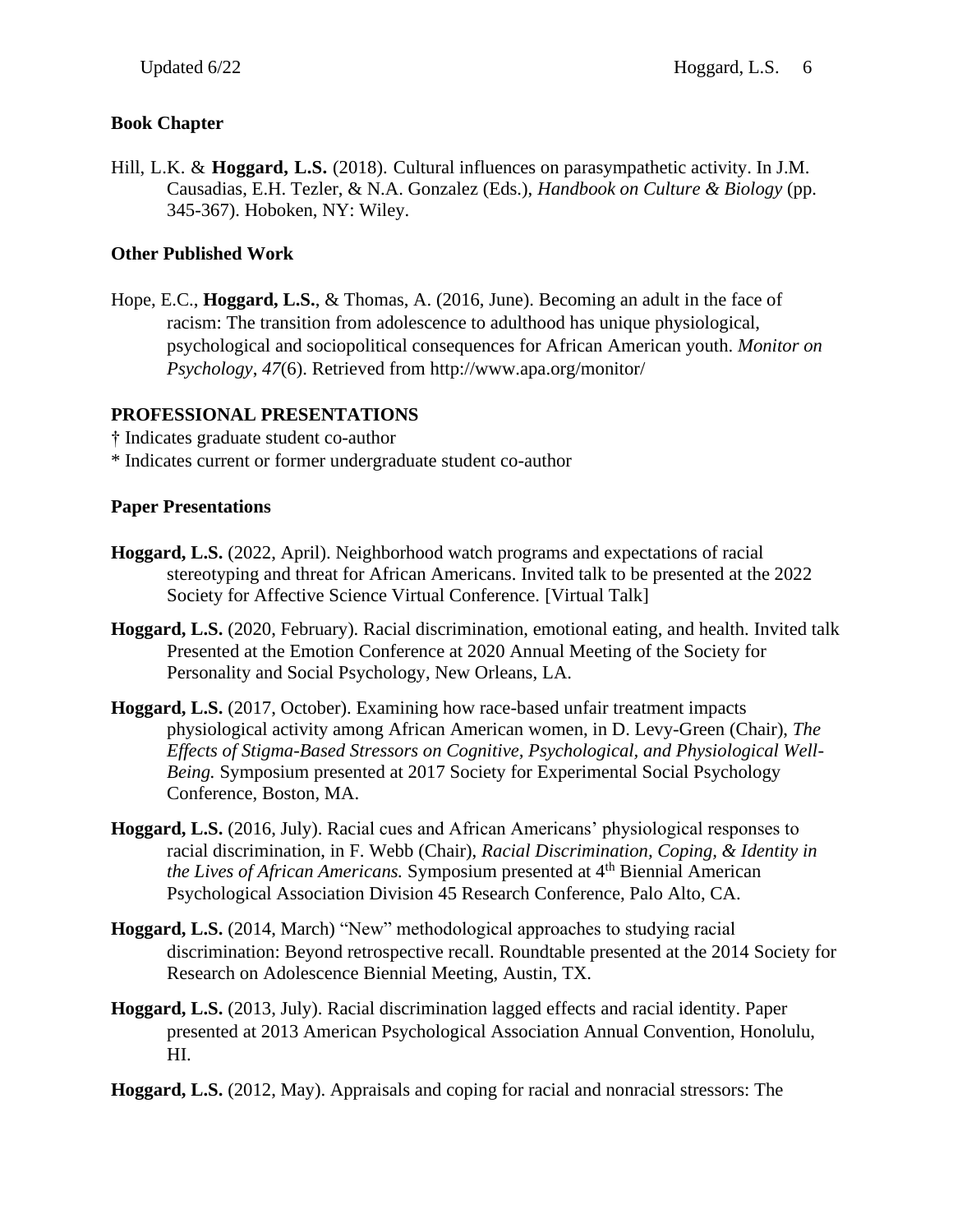**Book Chapter**

Hill, L.K. & **Hoggard, L.S.** (2018). Cultural influences on parasympathetic activity. In J.M. Causadias, E.H. Tezler, & N.A. Gonzalez (Eds.), *Handbook on Culture & Biology* (pp. 345-367). Hoboken, NY: Wiley.

**Other Published Work**

Hope, E.C., **Hoggard, L.S.**, & Thomas, A. (2016, June). Becoming an adult in the face of racism: The transition from adolescence to adulthood has unique physiological, psychological and sociopolitical consequences for African American youth. *Monitor on Psychology*, *47*(6). Retrieved from http://www.apa.org/monitor/

**PROFESSIONAL PRESENTATIONS**

† Indicates graduate student co-author
* Indicates current or former undergraduate student co-author

**Paper Presentations**

**Hoggard, L.S.** (2022, April). Neighborhood watch programs and expectations of racial stereotyping and threat for African Americans. Invited talk to be presented at the 2022 Society for Affective Science Virtual Conference. [Virtual Talk]

**Hoggard, L.S.** (2020, February). Racial discrimination, emotional eating, and health. Invited talk Presented at the Emotion Conference at 2020 Annual Meeting of the Society for Personality and Social Psychology, New Orleans, LA.

**Hoggard, L.S.** (2017, October). Examining how race-based unfair treatment impacts physiological activity among African American women, in D. Levy-Green (Chair), *The Effects of Stigma-Based Stressors on Cognitive, Psychological, and Physiological Well-Being.* Symposium presented at 2017 Society for Experimental Social Psychology Conference, Boston, MA.

**Hoggard, L.S.** (2016, July). Racial cues and African Americans' physiological responses to racial discrimination, in F. Webb (Chair), *Racial Discrimination, Coping, & Identity in the Lives of African Americans.* Symposium presented at 4th Biennial American Psychological Association Division 45 Research Conference, Palo Alto, CA.

**Hoggard, L.S.** (2014, March) "New" methodological approaches to studying racial discrimination: Beyond retrospective recall. Roundtable presented at the 2014 Society for Research on Adolescence Biennial Meeting, Austin, TX.

**Hoggard, L.S.** (2013, July). Racial discrimination lagged effects and racial identity. Paper presented at 2013 American Psychological Association Annual Convention, Honolulu, HI.

**Hoggard, L.S.** (2012, May). Appraisals and coping for racial and nonracial stressors: The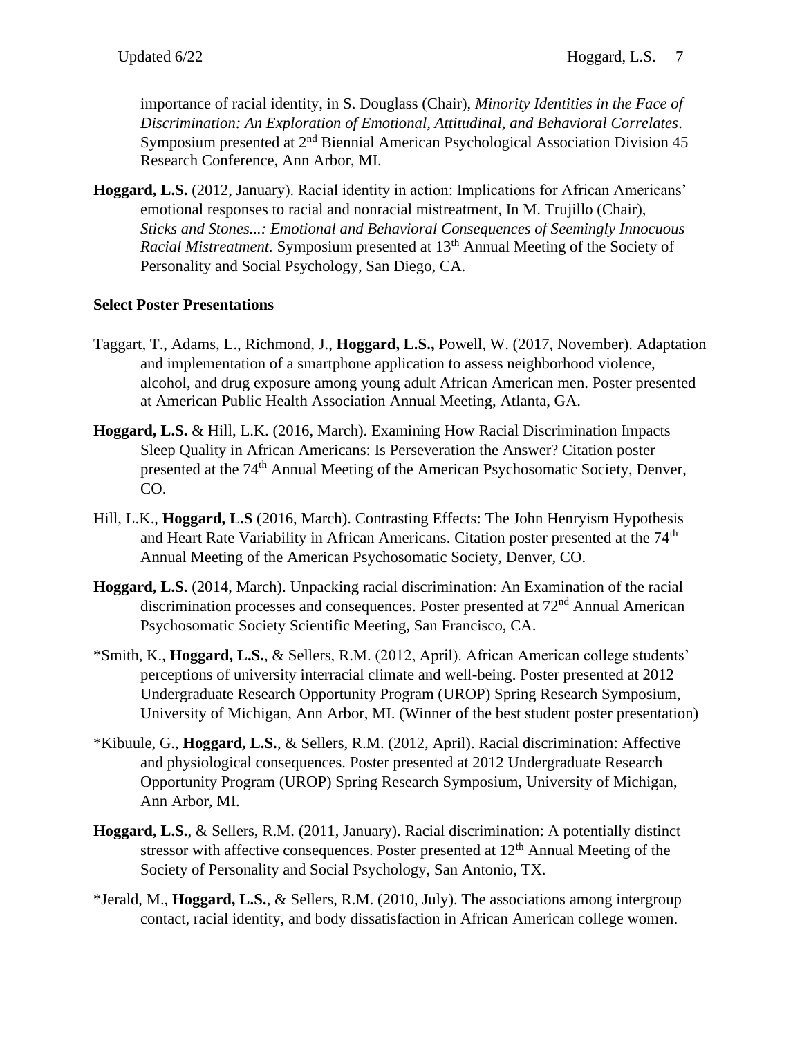importance of racial identity, in S. Douglass (Chair), *Minority Identities in the Face of Discrimination: An Exploration of Emotional, Attitudinal, and Behavioral Correlates*. Symposium presented at 2nd Biennial American Psychological Association Division 45 Research Conference, Ann Arbor, MI.

**Hoggard, L.S.** (2012, January). Racial identity in action: Implications for African Americans' emotional responses to racial and nonracial mistreatment, In M. Trujillo (Chair), *Sticks and Stones...: Emotional and Behavioral Consequences of Seemingly Innocuous Racial Mistreatment.* Symposium presented at 13th Annual Meeting of the Society of Personality and Social Psychology, San Diego, CA.

**Select Poster Presentations**

Taggart, T., Adams, L., Richmond, J., **Hoggard, L.S.,** Powell, W. (2017, November). Adaptation and implementation of a smartphone application to assess neighborhood violence, alcohol, and drug exposure among young adult African American men. Poster presented at American Public Health Association Annual Meeting, Atlanta, GA.

**Hoggard, L.S.** & Hill, L.K. (2016, March). Examining How Racial Discrimination Impacts Sleep Quality in African Americans: Is Perseveration the Answer? Citation poster presented at the 74th Annual Meeting of the American Psychosomatic Society, Denver, CO.

Hill, L.K., **Hoggard, L.S** (2016, March). Contrasting Effects: The John Henryism Hypothesis and Heart Rate Variability in African Americans. Citation poster presented at the 74th Annual Meeting of the American Psychosomatic Society, Denver, CO.

**Hoggard, L.S.** (2014, March). Unpacking racial discrimination: An Examination of the racial discrimination processes and consequences. Poster presented at 72nd Annual American Psychosomatic Society Scientific Meeting, San Francisco, CA.

*Smith, K., **Hoggard, L.S.**, & Sellers, R.M. (2012, April). African American college students' perceptions of university interracial climate and well-being. Poster presented at 2012 Undergraduate Research Opportunity Program (UROP) Spring Research Symposium, University of Michigan, Ann Arbor, MI. (Winner of the best student poster presentation)

*Kibuule, G., **Hoggard, L.S.**, & Sellers, R.M. (2012, April). Racial discrimination: Affective and physiological consequences. Poster presented at 2012 Undergraduate Research Opportunity Program (UROP) Spring Research Symposium, University of Michigan, Ann Arbor, MI.

**Hoggard, L.S.**, & Sellers, R.M. (2011, January). Racial discrimination: A potentially distinct stressor with affective consequences. Poster presented at 12th Annual Meeting of the Society of Personality and Social Psychology, San Antonio, TX.

*Jerald, M., **Hoggard, L.S.**, & Sellers, R.M. (2010, July). The associations among intergroup contact, racial identity, and body dissatisfaction in African American college women.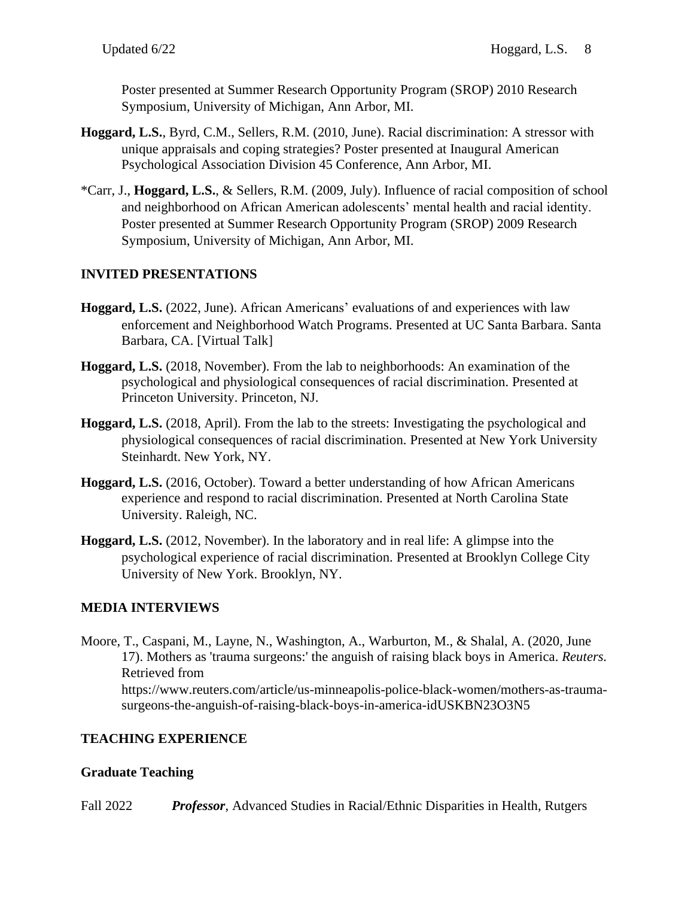Poster presented at Summer Research Opportunity Program (SROP) 2010 Research Symposium, University of Michigan, Ann Arbor, MI.

**Hoggard, L.S.**, Byrd, C.M., Sellers, R.M. (2010, June). Racial discrimination: A stressor with unique appraisals and coping strategies? Poster presented at Inaugural American Psychological Association Division 45 Conference, Ann Arbor, MI.

*Carr, J., **Hoggard, L.S.**, & Sellers, R.M. (2009, July). Influence of racial composition of school and neighborhood on African American adolescents' mental health and racial identity. Poster presented at Summer Research Opportunity Program (SROP) 2009 Research Symposium, University of Michigan, Ann Arbor, MI.

## INVITED PRESENTATIONS

**Hoggard, L.S.** (2022, June). African Americans' evaluations of and experiences with law enforcement and Neighborhood Watch Programs. Presented at UC Santa Barbara. Santa Barbara, CA. [Virtual Talk]

**Hoggard, L.S.** (2018, November). From the lab to neighborhoods: An examination of the psychological and physiological consequences of racial discrimination. Presented at Princeton University. Princeton, NJ.

**Hoggard, L.S.** (2018, April). From the lab to the streets: Investigating the psychological and physiological consequences of racial discrimination. Presented at New York University Steinhardt. New York, NY.

**Hoggard, L.S.** (2016, October). Toward a better understanding of how African Americans experience and respond to racial discrimination. Presented at North Carolina State University. Raleigh, NC.

**Hoggard, L.S.** (2012, November). In the laboratory and in real life: A glimpse into the psychological experience of racial discrimination. Presented at Brooklyn College City University of New York. Brooklyn, NY.

## MEDIA INTERVIEWS

Moore, T., Caspani, M., Layne, N., Washington, A., Warburton, M., & Shalal, A. (2020, June 17). Mothers as 'trauma surgeons:' the anguish of raising black boys in America. *Reuters.* Retrieved from https://www.reuters.com/article/us-minneapolis-police-black-women/mothers-as-trauma-surgeons-the-anguish-of-raising-black-boys-in-america-idUSKBN23O3N5

## TEACHING EXPERIENCE

### Graduate Teaching

Fall 2022 ***Professor***, Advanced Studies in Racial/Ethnic Disparities in Health, Rutgers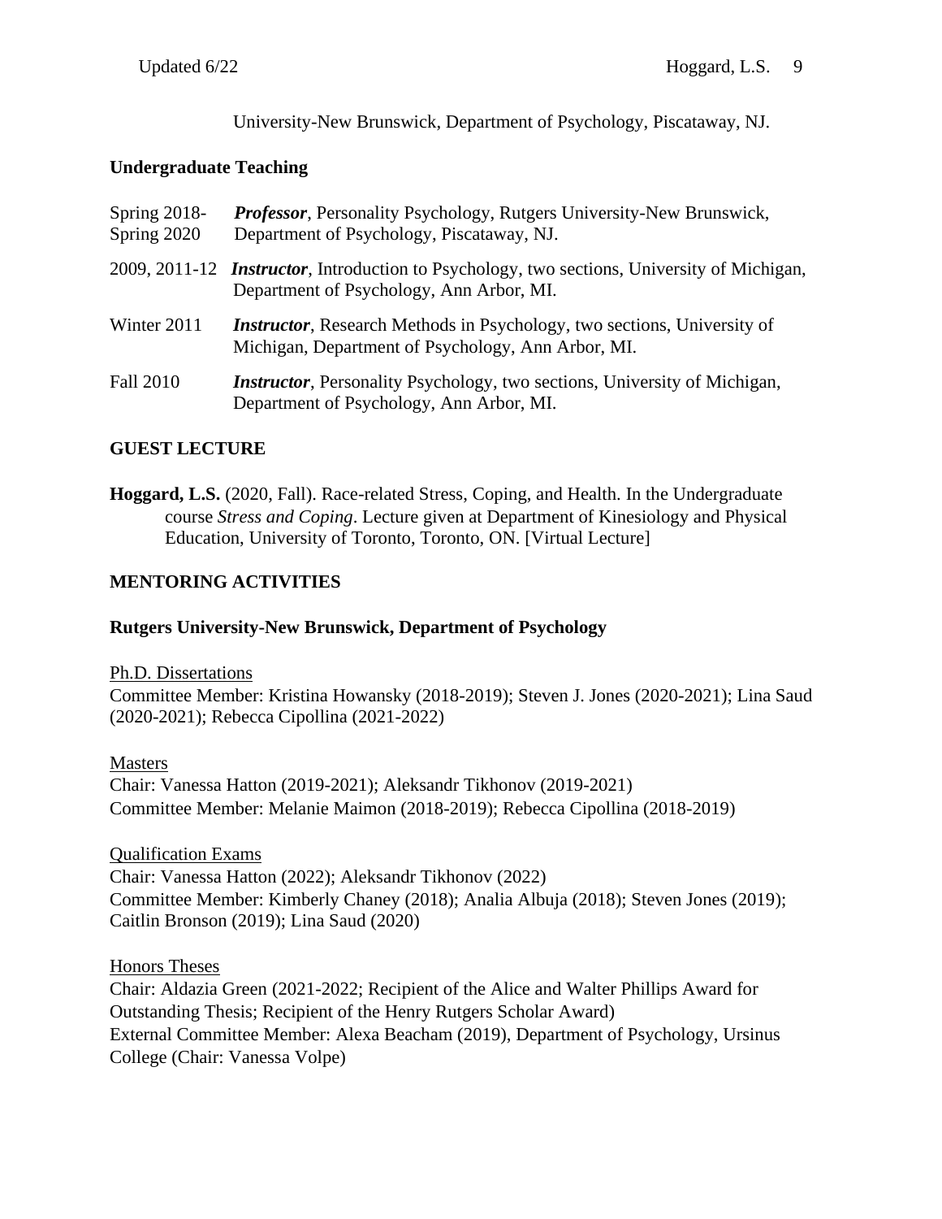University-New Brunswick, Department of Psychology, Piscataway, NJ.

**Undergraduate Teaching**

Spring 2018-Spring 2020 ***Professor***, Personality Psychology, Rutgers University-New Brunswick, Department of Psychology, Piscataway, NJ.

2009, 2011-12 ***Instructor***, Introduction to Psychology, two sections, University of Michigan, Department of Psychology, Ann Arbor, MI.

Winter 2011 ***Instructor***, Research Methods in Psychology, two sections, University of Michigan, Department of Psychology, Ann Arbor, MI.

Fall 2010 ***Instructor***, Personality Psychology, two sections, University of Michigan, Department of Psychology, Ann Arbor, MI.

## GUEST LECTURE

**Hoggard, L.S.** (2020, Fall). Race-related Stress, Coping, and Health. In the Undergraduate course *Stress and Coping*. Lecture given at Department of Kinesiology and Physical Education, University of Toronto, Toronto, ON. [Virtual Lecture]

## MENTORING ACTIVITIES

**Rutgers University-New Brunswick, Department of Psychology**

Ph.D. Dissertations
Committee Member: Kristina Howansky (2018-2019); Steven J. Jones (2020-2021); Lina Saud (2020-2021); Rebecca Cipollina (2021-2022)

Masters
Chair: Vanessa Hatton (2019-2021); Aleksandr Tikhonov (2019-2021)
Committee Member: Melanie Maimon (2018-2019); Rebecca Cipollina (2018-2019)

Qualification Exams
Chair: Vanessa Hatton (2022); Aleksandr Tikhonov (2022)
Committee Member: Kimberly Chaney (2018); Analia Albuja (2018); Steven Jones (2019); Caitlin Bronson (2019); Lina Saud (2020)

Honors Theses
Chair: Aldazia Green (2021-2022; Recipient of the Alice and Walter Phillips Award for Outstanding Thesis; Recipient of the Henry Rutgers Scholar Award)
External Committee Member: Alexa Beacham (2019), Department of Psychology, Ursinus College (Chair: Vanessa Volpe)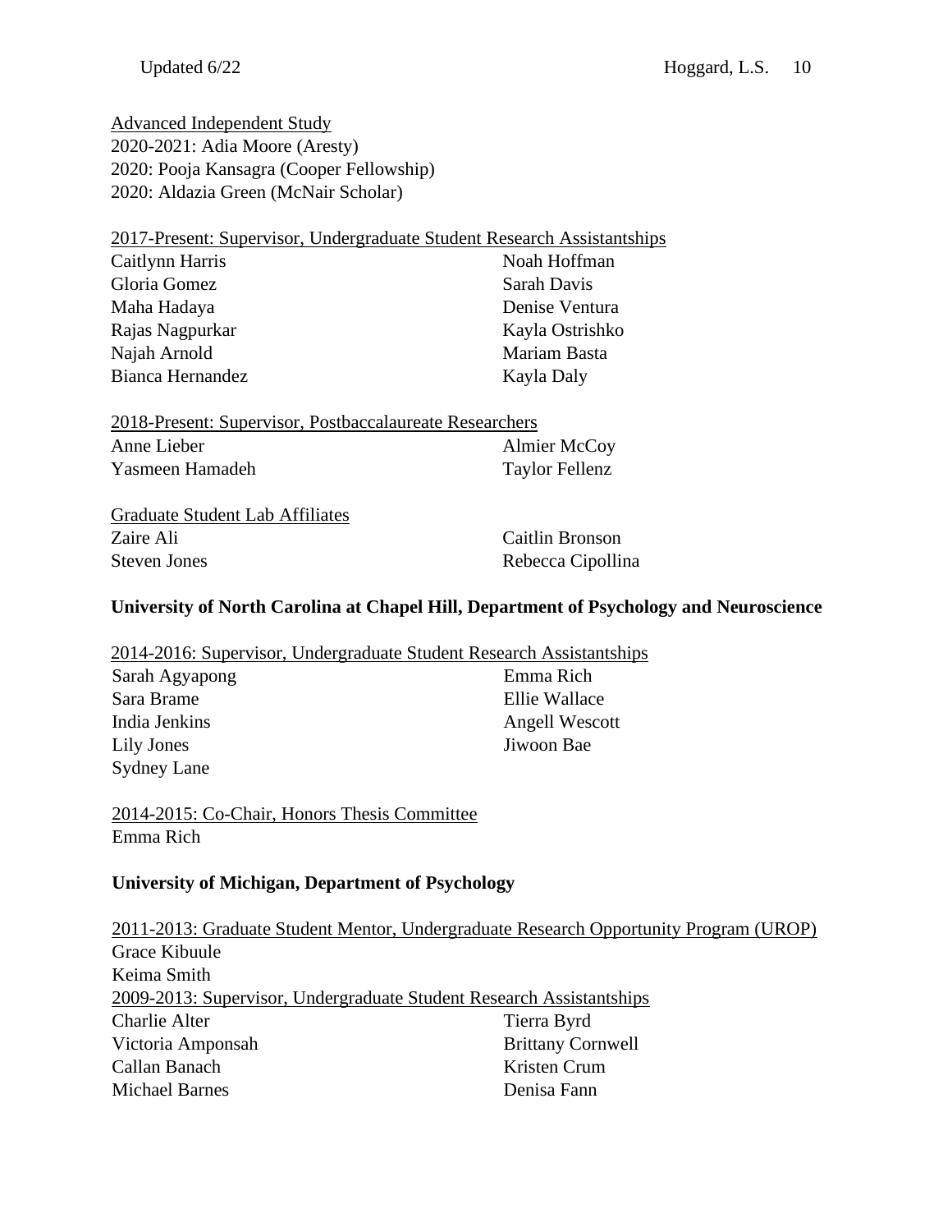Advanced Independent Study

2020-2021: Adia Moore (Aresty)
2020: Pooja Kansagra (Cooper Fellowship)
2020: Aldazia Green (McNair Scholar)

2017-Present: Supervisor, Undergraduate Student Research Assistantships

Caitlynn Harris
Gloria Gomez
Maha Hadaya
Rajas Nagpurkar
Najah Arnold
Bianca Hernandez
Noah Hoffman
Sarah Davis
Denise Ventura
Kayla Ostrishko
Mariam Basta
Kayla Daly

2018-Present: Supervisor, Postbaccalaureate Researchers

Anne Lieber
Yasmeen Hamadeh
Almier McCoy
Taylor Fellenz

Graduate Student Lab Affiliates

Zaire Ali
Steven Jones
Caitlin Bronson
Rebecca Cipollina

**University of North Carolina at Chapel Hill, Department of Psychology and Neuroscience**

2014-2016: Supervisor, Undergraduate Student Research Assistantships

Sarah Agyapong
Sara Brame
India Jenkins
Lily Jones
Sydney Lane
Emma Rich
Ellie Wallace
Angell Wescott
Jiwoon Bae

2014-2015: Co-Chair, Honors Thesis Committee

Emma Rich

**University of Michigan, Department of Psychology**

2011-2013: Graduate Student Mentor, Undergraduate Research Opportunity Program (UROP)

Grace Kibuule
Keima Smith

2009-2013: Supervisor, Undergraduate Student Research Assistantships

Charlie Alter
Victoria Amponsah
Callan Banach
Michael Barnes
Tierra Byrd
Brittany Cornwell
Kristen Crum
Denisa Fann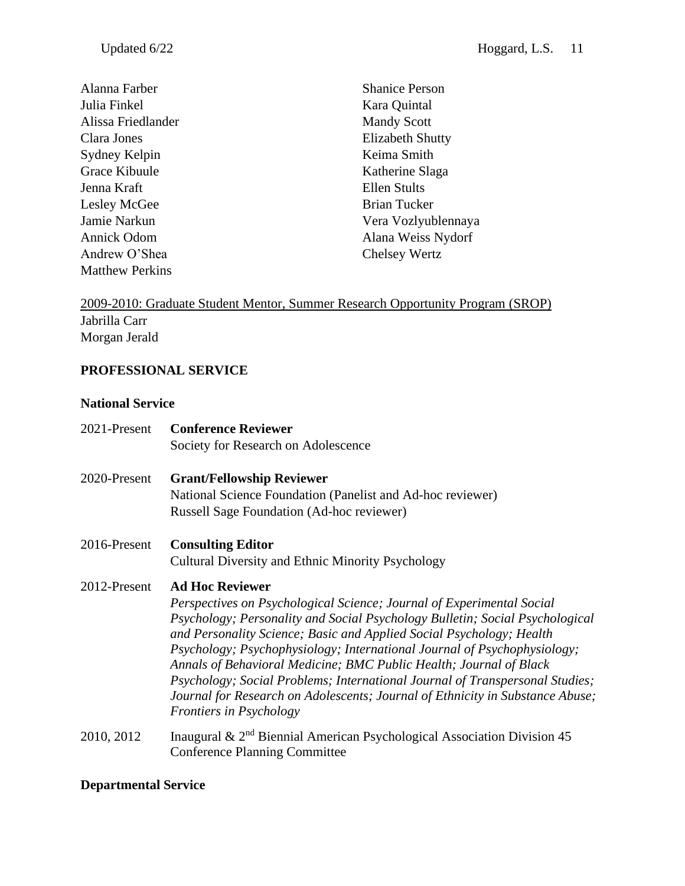Alanna Farber
Julia Finkel
Alissa Friedlander
Clara Jones
Sydney Kelpin
Grace Kibuule
Jenna Kraft
Lesley McGee
Jamie Narkun
Annick Odom
Andrew O'Shea
Matthew Perkins
Shanice Person
Kara Quintal
Mandy Scott
Elizabeth Shutty
Keima Smith
Katherine Slaga
Ellen Stults
Brian Tucker
Vera Vozlyublennaya
Alana Weiss Nydorf
Chelsey Wertz

<u>2009-2010: Graduate Student Mentor, Summer Research Opportunity Program (SROP)</u>
Jabrilla Carr
Morgan Jerald

## PROFESSIONAL SERVICE

### National Service

2021-Present **Conference Reviewer**
Society for Research on Adolescence

2020-Present **Grant/Fellowship Reviewer**
National Science Foundation (Panelist and Ad-hoc reviewer)
Russell Sage Foundation (Ad-hoc reviewer)

2016-Present **Consulting Editor**
Cultural Diversity and Ethnic Minority Psychology

2012-Present **Ad Hoc Reviewer**
*Perspectives on Psychological Science; Journal of Experimental Social Psychology; Personality and Social Psychology Bulletin; Social Psychological and Personality Science; Basic and Applied Social Psychology; Health Psychology; Psychophysiology; International Journal of Psychophysiology; Annals of Behavioral Medicine; BMC Public Health; Journal of Black Psychology; Social Problems; International Journal of Transpersonal Studies; Journal for Research on Adolescents; Journal of Ethnicity in Substance Abuse; Frontiers in Psychology*

2010, 2012 Inaugural & 2nd Biennial American Psychological Association Division 45 Conference Planning Committee

### Departmental Service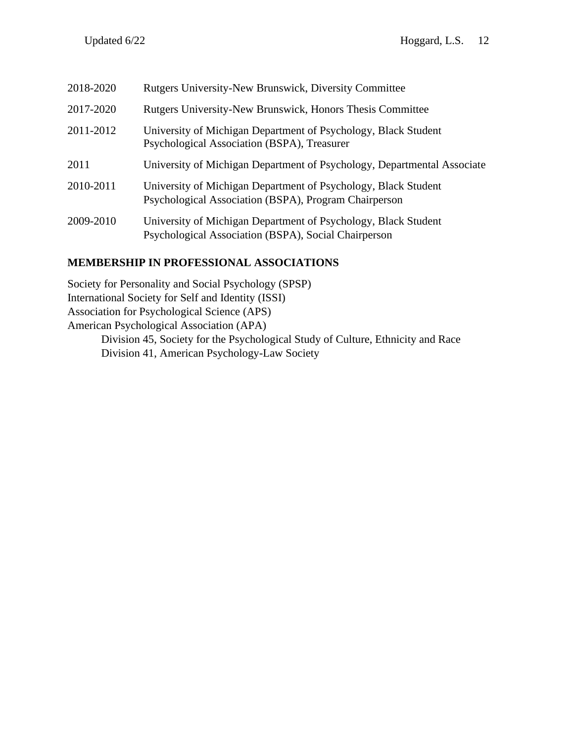| | |
|---|---|
| 2018-2020 | Rutgers University-New Brunswick, Diversity Committee |
| 2017-2020 | Rutgers University-New Brunswick, Honors Thesis Committee |
| 2011-2012 | University of Michigan Department of Psychology, Black Student Psychological Association (BSPA), Treasurer |
| 2011 | University of Michigan Department of Psychology, Departmental Associate |
| 2010-2011 | University of Michigan Department of Psychology, Black Student Psychological Association (BSPA), Program Chairperson |
| 2009-2010 | University of Michigan Department of Psychology, Black Student Psychological Association (BSPA), Social Chairperson |

## MEMBERSHIP IN PROFESSIONAL ASSOCIATIONS

Society for Personality and Social Psychology (SPSP)
International Society for Self and Identity (ISSI)
Association for Psychological Science (APS)
American Psychological Association (APA)

- Division 45, Society for the Psychological Study of Culture, Ethnicity and Race
- Division 41, American Psychology-Law Society